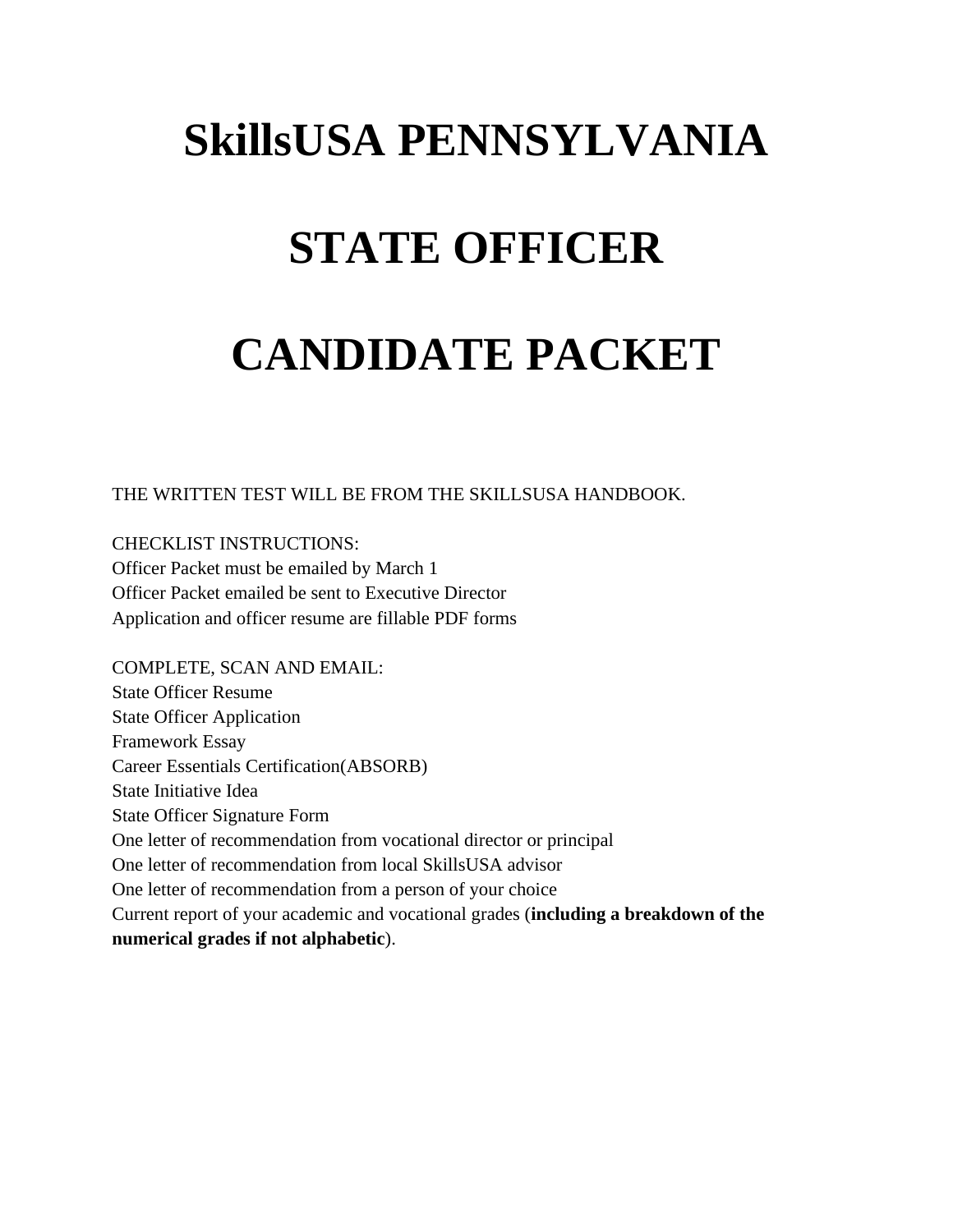# SkillsUSA PENNSYLVANIA

# STATE OFFICER

# CANDIDATE PACKET

THE WRITTEN TEST WILL BE FROM THE SKILLSUSA HANDBOOK.

CHECKLIST INSTRUCTIONS:
Officer Packet must be emailed by March 1
Officer Packet emailed be sent to Executive Director
Application and officer resume are fillable PDF forms

COMPLETE, SCAN AND EMAIL:
State Officer Resume
State Officer Application
Framework Essay
Career Essentials Certification(ABSORB)
State Initiative Idea
State Officer Signature Form
One letter of recommendation from vocational director or principal
One letter of recommendation from local SkillsUSA advisor
One letter of recommendation from a person of your choice
Current report of your academic and vocational grades (**including a breakdown of the numerical grades if not alphabetic**).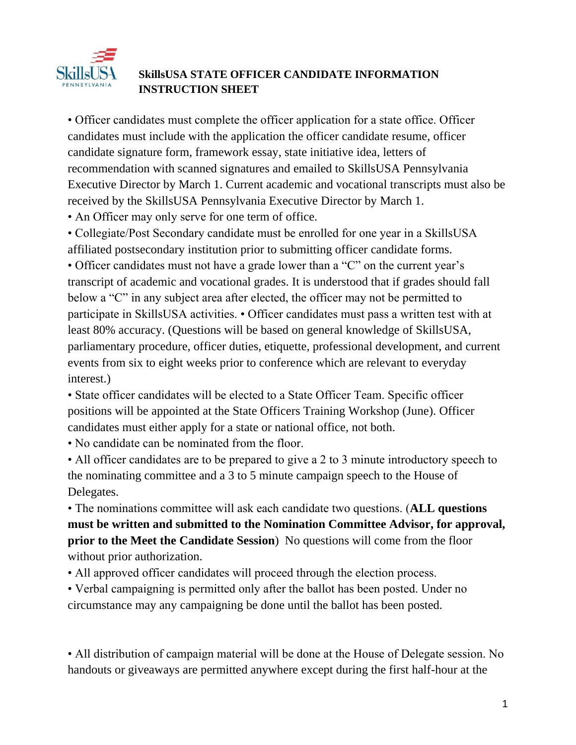**SkillsUSA STATE OFFICER CANDIDATE INFORMATION INSTRUCTION SHEET**

- Officer candidates must complete the officer application for a state office. Officer candidates must include with the application the officer candidate resume, officer candidate signature form, framework essay, state initiative idea, letters of recommendation with scanned signatures and emailed to SkillsUSA Pennsylvania Executive Director by March 1. Current academic and vocational transcripts must also be received by the SkillsUSA Pennsylvania Executive Director by March 1.
- An Officer may only serve for one term of office.
- Collegiate/Post Secondary candidate must be enrolled for one year in a SkillsUSA affiliated postsecondary institution prior to submitting officer candidate forms.
- Officer candidates must not have a grade lower than a "C" on the current year's transcript of academic and vocational grades. It is understood that if grades should fall below a "C" in any subject area after elected, the officer may not be permitted to participate in SkillsUSA activities. • Officer candidates must pass a written test with at least 80% accuracy. (Questions will be based on general knowledge of SkillsUSA, parliamentary procedure, officer duties, etiquette, professional development, and current events from six to eight weeks prior to conference which are relevant to everyday interest.)
- State officer candidates will be elected to a State Officer Team. Specific officer positions will be appointed at the State Officers Training Workshop (June). Officer candidates must either apply for a state or national office, not both.
- No candidate can be nominated from the floor.
- All officer candidates are to be prepared to give a 2 to 3 minute introductory speech to the nominating committee and a 3 to 5 minute campaign speech to the House of Delegates.
- The nominations committee will ask each candidate two questions. (**ALL questions must be written and submitted to the Nomination Committee Advisor, for approval, prior to the Meet the Candidate Session**) No questions will come from the floor without prior authorization.
- All approved officer candidates will proceed through the election process.
- Verbal campaigning is permitted only after the ballot has been posted. Under no circumstance may any campaigning be done until the ballot has been posted.

- All distribution of campaign material will be done at the House of Delegate session. No handouts or giveaways are permitted anywhere except during the first half-hour at the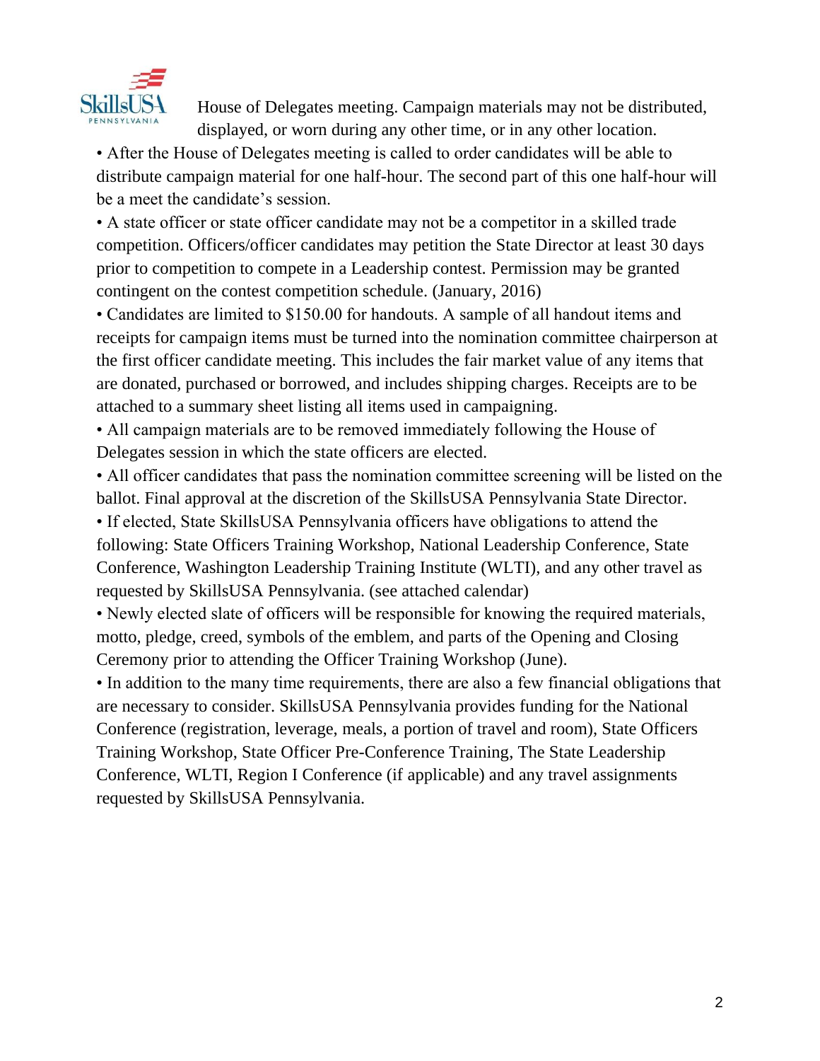House of Delegates meeting. Campaign materials may not be distributed, displayed, or worn during any other time, or in any other location.

- After the House of Delegates meeting is called to order candidates will be able to distribute campaign material for one half-hour. The second part of this one half-hour will be a meet the candidate's session.
- A state officer or state officer candidate may not be a competitor in a skilled trade competition. Officers/officer candidates may petition the State Director at least 30 days prior to competition to compete in a Leadership contest. Permission may be granted contingent on the contest competition schedule. (January, 2016)
- Candidates are limited to $150.00 for handouts. A sample of all handout items and receipts for campaign items must be turned into the nomination committee chairperson at the first officer candidate meeting. This includes the fair market value of any items that are donated, purchased or borrowed, and includes shipping charges. Receipts are to be attached to a summary sheet listing all items used in campaigning.
- All campaign materials are to be removed immediately following the House of Delegates session in which the state officers are elected.
- All officer candidates that pass the nomination committee screening will be listed on the ballot. Final approval at the discretion of the SkillsUSA Pennsylvania State Director.
- If elected, State SkillsUSA Pennsylvania officers have obligations to attend the following: State Officers Training Workshop, National Leadership Conference, State Conference, Washington Leadership Training Institute (WLTI), and any other travel as requested by SkillsUSA Pennsylvania. (see attached calendar)
- Newly elected slate of officers will be responsible for knowing the required materials, motto, pledge, creed, symbols of the emblem, and parts of the Opening and Closing Ceremony prior to attending the Officer Training Workshop (June).
- In addition to the many time requirements, there are also a few financial obligations that are necessary to consider. SkillsUSA Pennsylvania provides funding for the National Conference (registration, leverage, meals, a portion of travel and room), State Officers Training Workshop, State Officer Pre-Conference Training, The State Leadership Conference, WLTI, Region I Conference (if applicable) and any travel assignments requested by SkillsUSA Pennsylvania.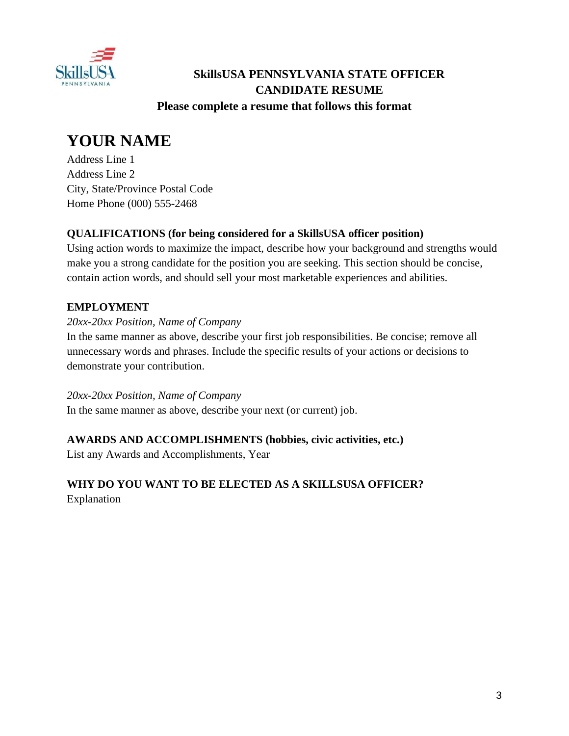**SkillsUSA PENNSYLVANIA STATE OFFICER CANDIDATE RESUME**

**Please complete a resume that follows this format**

# YOUR NAME

Address Line 1
Address Line 2
City, State/Province Postal Code
Home Phone (000) 555-2468

**QUALIFICATIONS (for being considered for a SkillsUSA officer position)**

Using action words to maximize the impact, describe how your background and strengths would make you a strong candidate for the position you are seeking. This section should be concise, contain action words, and should sell your most marketable experiences and abilities.

**EMPLOYMENT**

*20xx-20xx Position, Name of Company*

In the same manner as above, describe your first job responsibilities. Be concise; remove all unnecessary words and phrases. Include the specific results of your actions or decisions to demonstrate your contribution.

*20xx-20xx Position, Name of Company*

In the same manner as above, describe your next (or current) job.

**AWARDS AND ACCOMPLISHMENTS (hobbies, civic activities, etc.)**

List any Awards and Accomplishments, Year

**WHY DO YOU WANT TO BE ELECTED AS A SKILLSUSA OFFICER?**

Explanation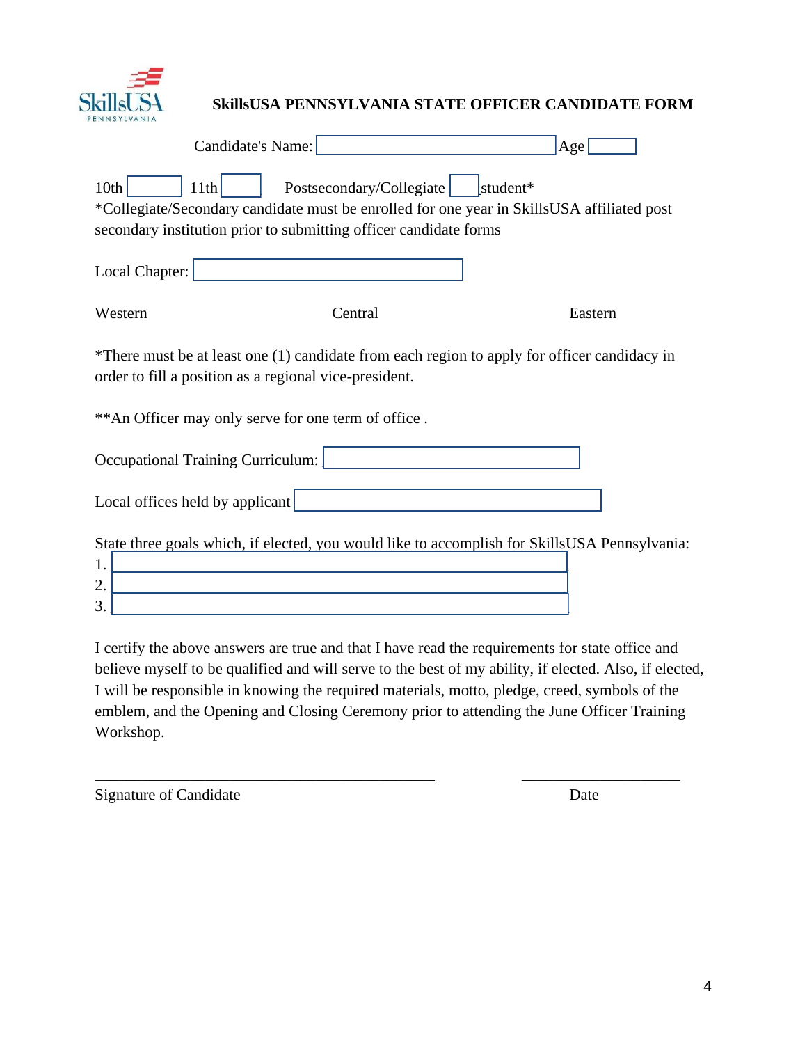# SkillsUSA PENNSYLVANIA STATE OFFICER CANDIDATE FORM

Candidate's Name: ______________________ Age ______

10th ______ 11th ______ Postsecondary/Collegiate ______ student*

*Collegiate/Secondary candidate must be enrolled for one year in SkillsUSA affiliated post secondary institution prior to submitting officer candidate forms

Local Chapter: ______________________

Western Central Eastern

*There must be at least one (1) candidate from each region to apply for officer candidacy in order to fill a position as a regional vice-president.

**An Officer may only serve for one term of office .

Occupational Training Curriculum: ______________________

Local offices held by applicant ______________________

State three goals which, if elected, you would like to accomplish for SkillsUSA Pennsylvania:

1. ______________________
2. ______________________
3. ______________________

I certify the above answers are true and that I have read the requirements for state office and believe myself to be qualified and will serve to the best of my ability, if elected. Also, if elected, I will be responsible in knowing the required materials, motto, pledge, creed, symbols of the emblem, and the Opening and Closing Ceremony prior to attending the June Officer Training Workshop.

______________________________ ______________

Signature of Candidate Date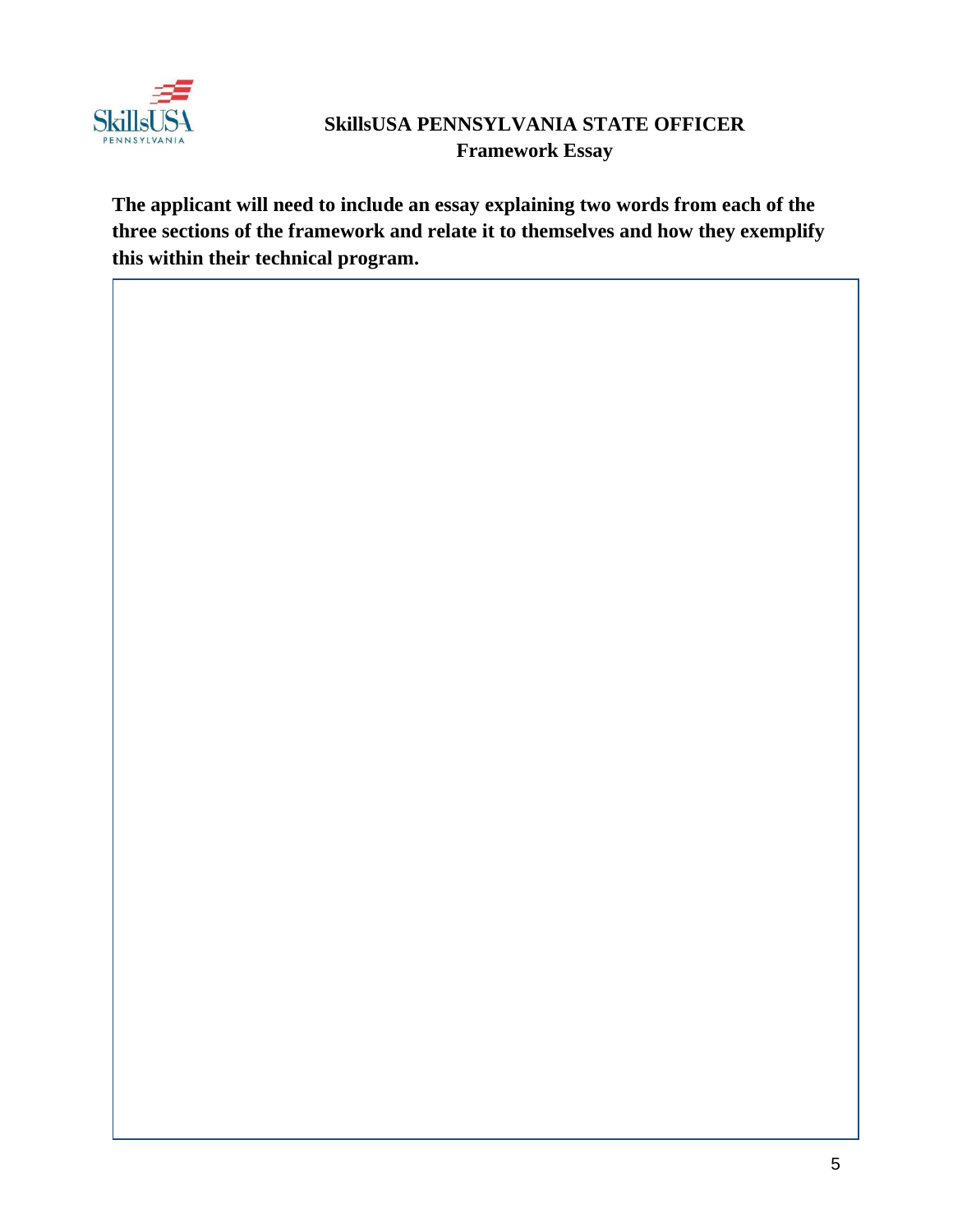# SkillsUSA PENNSYLVANIA STATE OFFICER
## Framework Essay

**The applicant will need to include an essay explaining two words from each of the three sections of the framework and relate it to themselves and how they exemplify this within their technical program.**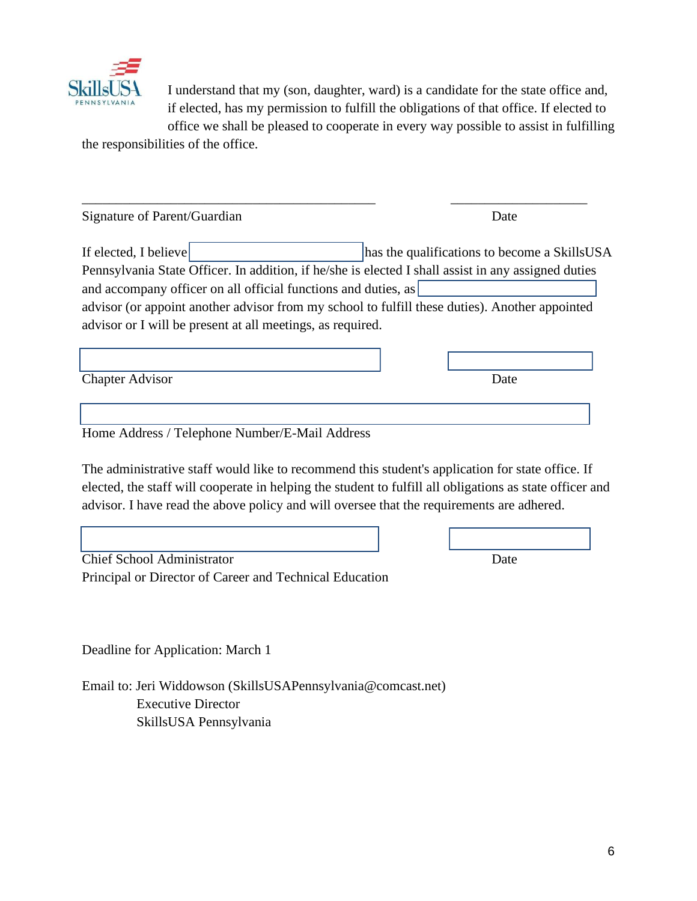I understand that my (son, daughter, ward) is a candidate for the state office and, if elected, has my permission to fulfill the obligations of that office. If elected to office we shall be pleased to cooperate in every way possible to assist in fulfilling the responsibilities of the office.

\_\_\_\_\_\_\_\_\_\_\_\_\_\_\_\_\_\_\_\_\_\_\_\_\_\_\_\_\_\_\_\_\_\_\_\_\_\_\_\_\_\_\_\_ \_\_\_\_\_\_\_\_\_\_\_\_\_\_\_\_\_\_\_\_\_\_

Signature of Parent/Guardian Date

If elected, I believe \_\_\_\_\_\_\_\_\_\_\_\_\_\_\_\_\_\_\_\_ has the qualifications to become a SkillsUSA Pennsylvania State Officer. In addition, if he/she is elected I shall assist in any assigned duties and accompany officer on all official functions and duties, as \_\_\_\_\_\_\_\_\_\_\_\_\_\_\_\_\_\_\_\_ advisor (or appoint another advisor from my school to fulfill these duties). Another appointed advisor or I will be present at all meetings, as required.

\_\_\_\_\_\_\_\_\_\_\_\_\_\_\_\_\_\_\_\_\_\_\_\_\_\_\_\_\_\_\_\_\_\_\_\_\_\_\_\_\_\_\_\_ \_\_\_\_\_\_\_\_\_\_\_\_\_\_\_\_\_\_\_\_\_\_

Chapter Advisor Date

\_\_\_\_\_\_\_\_\_\_\_\_\_\_\_\_\_\_\_\_\_\_\_\_\_\_\_\_\_\_\_\_\_\_\_\_\_\_\_\_\_\_\_\_\_\_\_\_\_\_\_\_\_\_\_\_\_\_\_\_\_\_\_\_\_\_\_\_\_\_

Home Address / Telephone Number/E-Mail Address

The administrative staff would like to recommend this student's application for state office. If elected, the staff will cooperate in helping the student to fulfill all obligations as state officer and advisor. I have read the above policy and will oversee that the requirements are adhered.

\_\_\_\_\_\_\_\_\_\_\_\_\_\_\_\_\_\_\_\_\_\_\_\_\_\_\_\_\_\_\_\_\_\_\_\_\_\_\_\_\_\_\_\_ \_\_\_\_\_\_\_\_\_\_\_\_\_\_\_\_\_\_\_\_\_\_

Chief School Administrator Date
Principal or Director of Career and Technical Education

Deadline for Application: March 1

Email to: Jeri Widdowson (SkillsUSAPennsylvania@comcast.net)
Executive Director
SkillsUSA Pennsylvania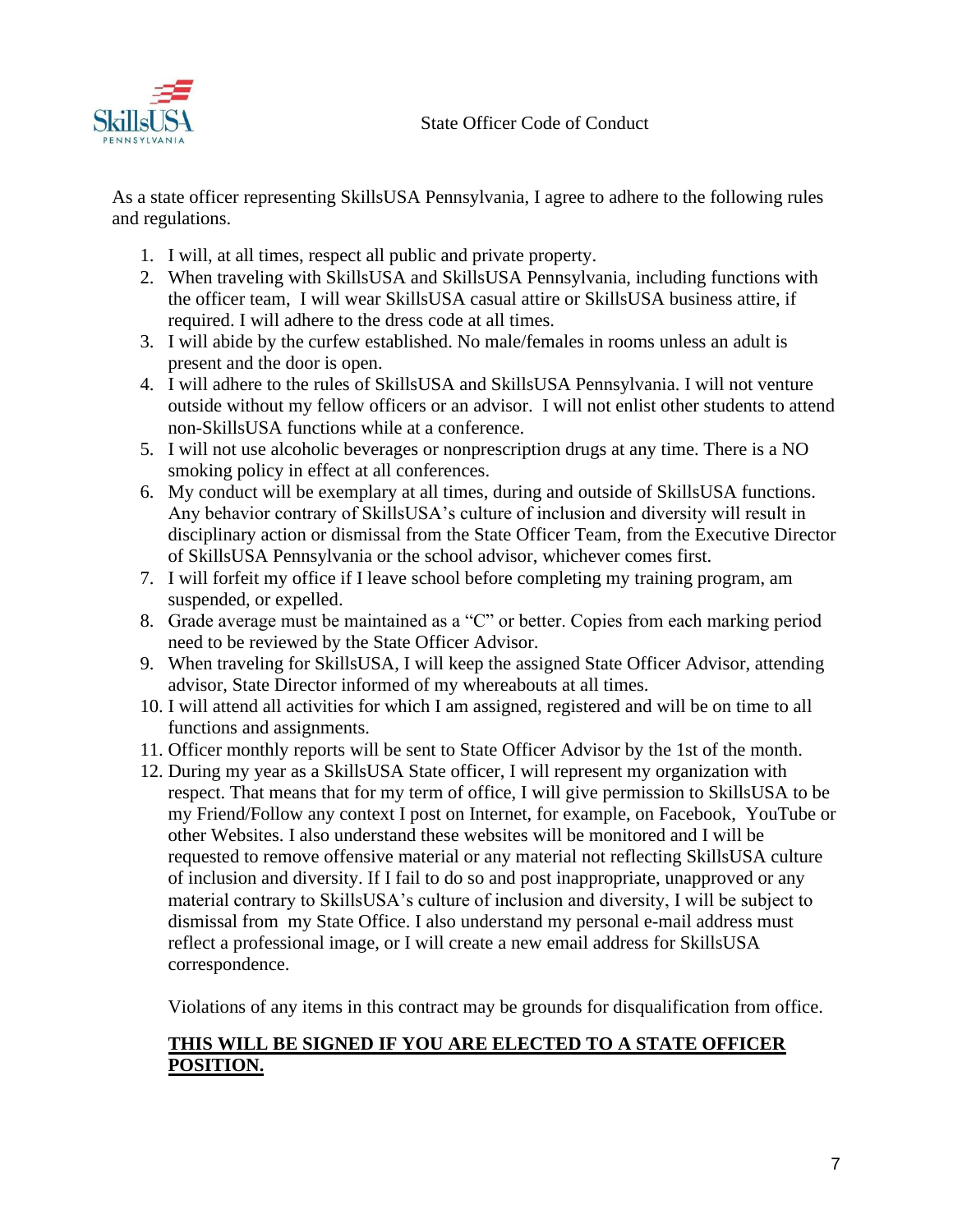# State Officer Code of Conduct

As a state officer representing SkillsUSA Pennsylvania, I agree to adhere to the following rules and regulations.

1. I will, at all times, respect all public and private property.
2. When traveling with SkillsUSA and SkillsUSA Pennsylvania, including functions with the officer team, I will wear SkillsUSA casual attire or SkillsUSA business attire, if required. I will adhere to the dress code at all times.
3. I will abide by the curfew established. No male/females in rooms unless an adult is present and the door is open.
4. I will adhere to the rules of SkillsUSA and SkillsUSA Pennsylvania. I will not venture outside without my fellow officers or an advisor. I will not enlist other students to attend non-SkillsUSA functions while at a conference.
5. I will not use alcoholic beverages or nonprescription drugs at any time. There is a NO smoking policy in effect at all conferences.
6. My conduct will be exemplary at all times, during and outside of SkillsUSA functions. Any behavior contrary of SkillsUSA's culture of inclusion and diversity will result in disciplinary action or dismissal from the State Officer Team, from the Executive Director of SkillsUSA Pennsylvania or the school advisor, whichever comes first.
7. I will forfeit my office if I leave school before completing my training program, am suspended, or expelled.
8. Grade average must be maintained as a "C" or better. Copies from each marking period need to be reviewed by the State Officer Advisor.
9. When traveling for SkillsUSA, I will keep the assigned State Officer Advisor, attending advisor, State Director informed of my whereabouts at all times.
10. I will attend all activities for which I am assigned, registered and will be on time to all functions and assignments.
11. Officer monthly reports will be sent to State Officer Advisor by the 1st of the month.
12. During my year as a SkillsUSA State officer, I will represent my organization with respect. That means that for my term of office, I will give permission to SkillsUSA to be my Friend/Follow any context I post on Internet, for example, on Facebook, YouTube or other Websites. I also understand these websites will be monitored and I will be requested to remove offensive material or any material not reflecting SkillsUSA culture of inclusion and diversity. If I fail to do so and post inappropriate, unapproved or any material contrary to SkillsUSA's culture of inclusion and diversity, I will be subject to dismissal from my State Office. I also understand my personal e-mail address must reflect a professional image, or I will create a new email address for SkillsUSA correspondence.

Violations of any items in this contract may be grounds for disqualification from office.

**THIS WILL BE SIGNED IF YOU ARE ELECTED TO A STATE OFFICER POSITION.**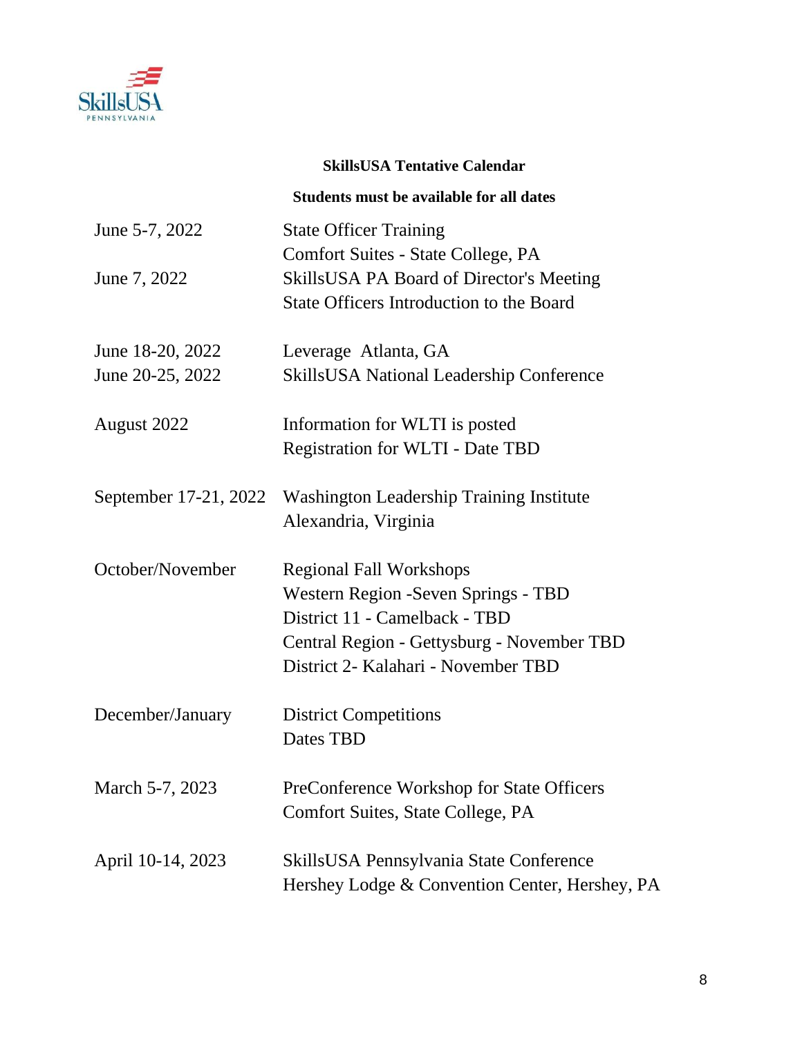**SkillsUSA Tentative Calendar**

**Students must be available for all dates**

| | |
|---|---|
| June 5-7, 2022 | State Officer Training<br>Comfort Suites - State College, PA |
| June 7, 2022 | SkillsUSA PA Board of Director's Meeting<br>State Officers Introduction to the Board |
| June 18-20, 2022 | Leverage Atlanta, GA |
| June 20-25, 2022 | SkillsUSA National Leadership Conference |
| August 2022 | Information for WLTI is posted<br>Registration for WLTI - Date TBD |
| September 17-21, 2022 | Washington Leadership Training Institute<br>Alexandria, Virginia |
| October/November | Regional Fall Workshops<br>Western Region -Seven Springs - TBD<br>District 11 - Camelback - TBD<br>Central Region - Gettysburg - November TBD<br>District 2- Kalahari - November TBD |
| December/January | District Competitions<br>Dates TBD |
| March 5-7, 2023 | PreConference Workshop for State Officers<br>Comfort Suites, State College, PA |
| April 10-14, 2023 | SkillsUSA Pennsylvania State Conference<br>Hershey Lodge & Convention Center, Hershey, PA |